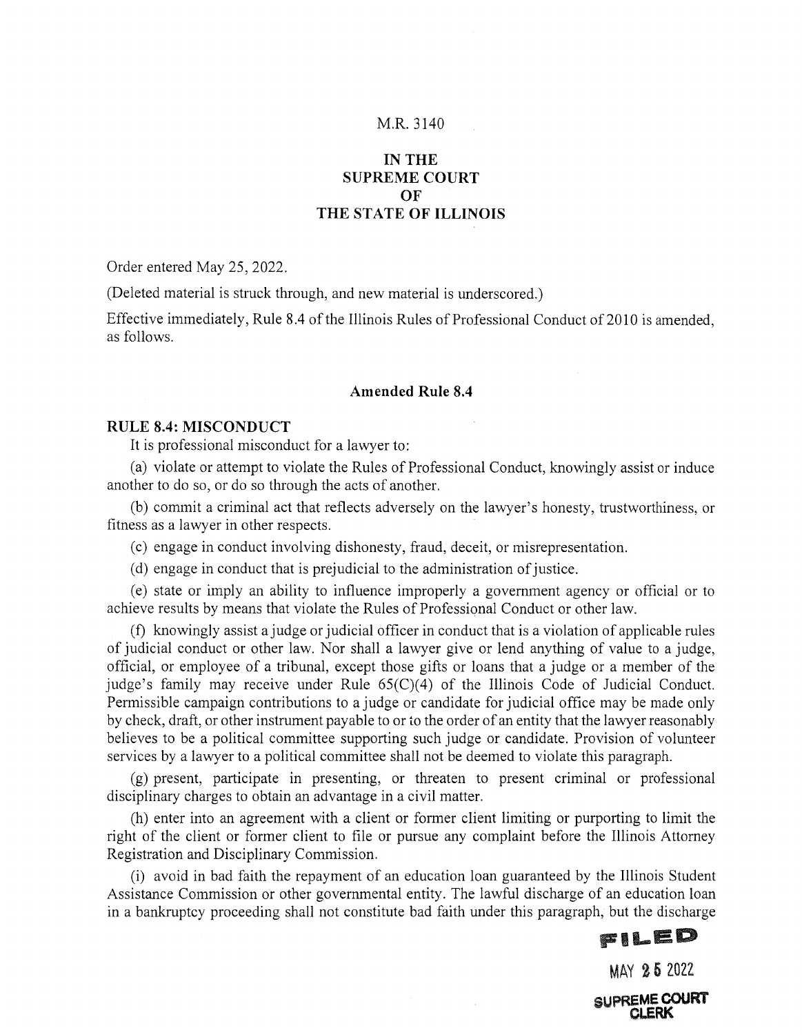M.R. 3140

**IN THE SUPREME COURT OF THE STATE OF ILLINOIS**

Order entered May 25, 2022.

(Deleted material is struck through, and new material is underscored.)

Effective immediately, Rule 8.4 of the Illinois Rules of Professional Conduct of 2010 is amended, as follows.

## Amended Rule 8.4

### RULE 8.4: MISCONDUCT

It is professional misconduct for a lawyer to:

(a) violate or attempt to violate the Rules of Professional Conduct, knowingly assist or induce another to do so, or do so through the acts of another.

(b) commit a criminal act that reflects adversely on the lawyer's honesty, trustworthiness, or fitness as a lawyer in other respects.

(c) engage in conduct involving dishonesty, fraud, deceit, or misrepresentation.

(d) engage in conduct that is prejudicial to the administration of justice.

(e) state or imply an ability to influence improperly a government agency or official or to achieve results by means that violate the Rules of Professional Conduct or other law.

(f) knowingly assist a judge or judicial officer in conduct that is a violation of applicable rules of judicial conduct or other law. Nor shall a lawyer give or lend anything of value to a judge, official, or employee of a tribunal, except those gifts or loans that a judge or a member of the judge's family may receive under Rule 65(C)(4) of the Illinois Code of Judicial Conduct. Permissible campaign contributions to a judge or candidate for judicial office may be made only by check, draft, or other instrument payable to or to the order of an entity that the lawyer reasonably believes to be a political committee supporting such judge or candidate. Provision of volunteer services by a lawyer to a political committee shall not be deemed to violate this paragraph.

(g) present, participate in presenting, or threaten to present criminal or professional disciplinary charges to obtain an advantage in a civil matter.

(h) enter into an agreement with a client or former client limiting or purporting to limit the right of the client or former client to file or pursue any complaint before the Illinois Attorney Registration and Disciplinary Commission.

(i) avoid in bad faith the repayment of an education loan guaranteed by the Illinois Student Assistance Commission or other governmental entity. The lawful discharge of an education loan in a bankruptcy proceeding shall not constitute bad faith under this paragraph, but the discharge

FILED

MAY 25 2022

SUPREME COURT CLERK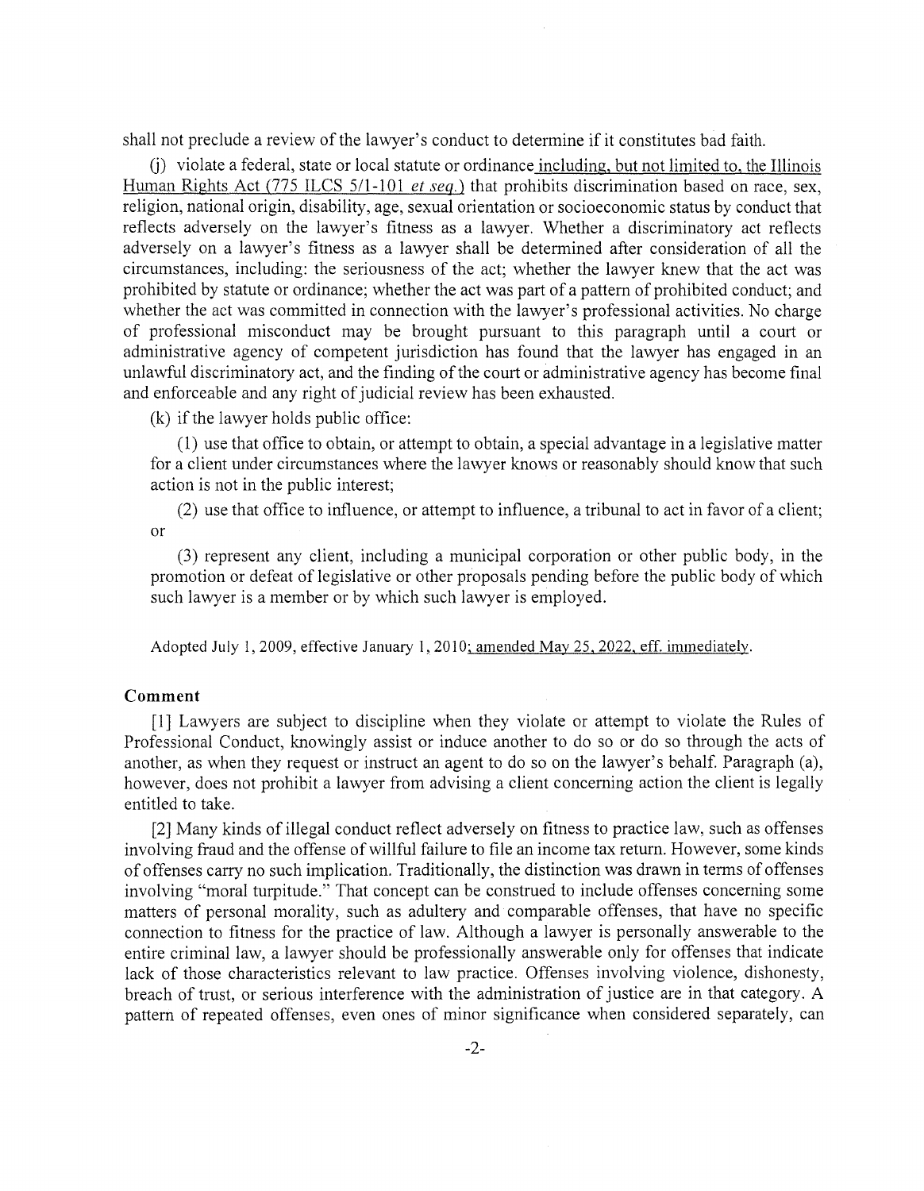shall not preclude a review of the lawyer's conduct to determine if it constitutes bad faith.

(j) violate a federal, state or local statute or ordinance including, but not limited to, the Illinois Human Rights Act (775 ILCS 5/1-101 *et seq.*) that prohibits discrimination based on race, sex, religion, national origin, disability, age, sexual orientation or socioeconomic status by conduct that reflects adversely on the lawyer's fitness as a lawyer. Whether a discriminatory act reflects adversely on a lawyer's fitness as a lawyer shall be determined after consideration of all the circumstances, including: the seriousness of the act; whether the lawyer knew that the act was prohibited by statute or ordinance; whether the act was part of a pattern of prohibited conduct; and whether the act was committed in connection with the lawyer's professional activities. No charge of professional misconduct may be brought pursuant to this paragraph until a court or administrative agency of competent jurisdiction has found that the lawyer has engaged in an unlawful discriminatory act, and the finding of the court or administrative agency has become final and enforceable and any right of judicial review has been exhausted.

(k) if the lawyer holds public office:

(1) use that office to obtain, or attempt to obtain, a special advantage in a legislative matter for a client under circumstances where the lawyer knows or reasonably should know that such action is not in the public interest;

(2) use that office to influence, or attempt to influence, a tribunal to act in favor of a client; or

(3) represent any client, including a municipal corporation or other public body, in the promotion or defeat of legislative or other proposals pending before the public body of which such lawyer is a member or by which such lawyer is employed.

Adopted July 1, 2009, effective January 1, 2010; amended May 25, 2022, eff. immediately.

**Comment**

[1] Lawyers are subject to discipline when they violate or attempt to violate the Rules of Professional Conduct, knowingly assist or induce another to do so or do so through the acts of another, as when they request or instruct an agent to do so on the lawyer's behalf. Paragraph (a), however, does not prohibit a lawyer from advising a client concerning action the client is legally entitled to take.

[2] Many kinds of illegal conduct reflect adversely on fitness to practice law, such as offenses involving fraud and the offense of willful failure to file an income tax return. However, some kinds of offenses carry no such implication. Traditionally, the distinction was drawn in terms of offenses involving "moral turpitude." That concept can be construed to include offenses concerning some matters of personal morality, such as adultery and comparable offenses, that have no specific connection to fitness for the practice of law. Although a lawyer is personally answerable to the entire criminal law, a lawyer should be professionally answerable only for offenses that indicate lack of those characteristics relevant to law practice. Offenses involving violence, dishonesty, breach of trust, or serious interference with the administration of justice are in that category. A pattern of repeated offenses, even ones of minor significance when considered separately, can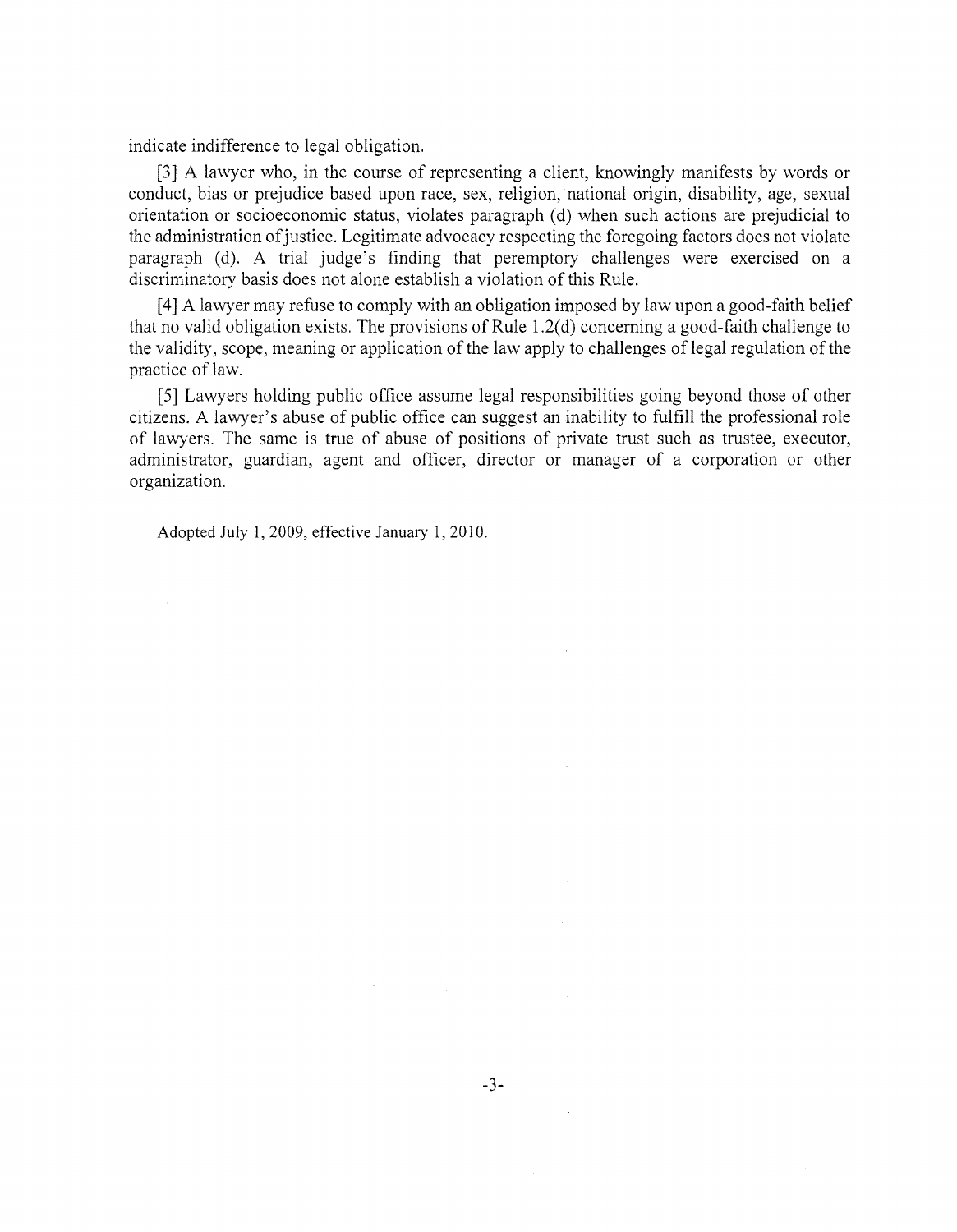indicate indifference to legal obligation.

[3] A lawyer who, in the course of representing a client, knowingly manifests by words or conduct, bias or prejudice based upon race, sex, religion, national origin, disability, age, sexual orientation or socioeconomic status, violates paragraph (d) when such actions are prejudicial to the administration of justice. Legitimate advocacy respecting the foregoing factors does not violate paragraph (d). A trial judge's finding that peremptory challenges were exercised on a discriminatory basis does not alone establish a violation of this Rule.

[4] A lawyer may refuse to comply with an obligation imposed by law upon a good-faith belief that no valid obligation exists. The provisions of Rule 1.2(d) concerning a good-faith challenge to the validity, scope, meaning or application of the law apply to challenges of legal regulation of the practice of law.

[5] Lawyers holding public office assume legal responsibilities going beyond those of other citizens. A lawyer's abuse of public office can suggest an inability to fulfill the professional role of lawyers. The same is true of abuse of positions of private trust such as trustee, executor, administrator, guardian, agent and officer, director or manager of a corporation or other organization.

Adopted July 1, 2009, effective January 1, 2010.